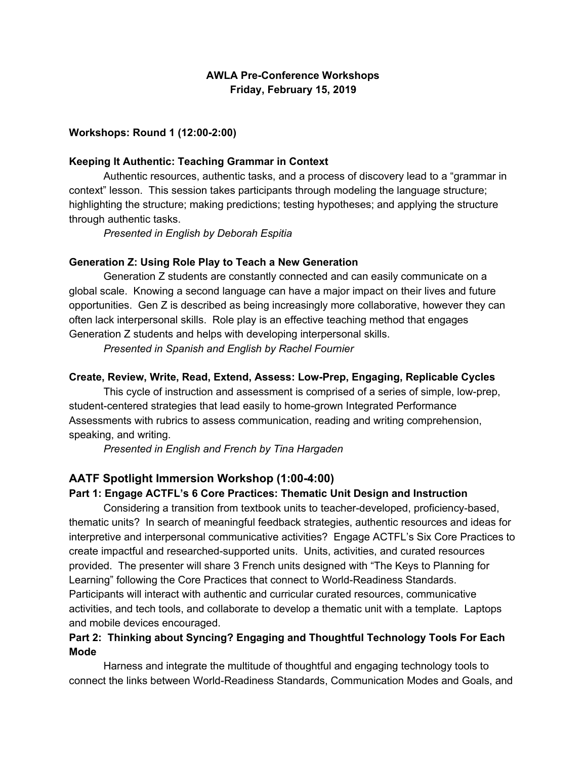# AWLA Pre-Conference Workshops
## Friday, February 15, 2019

### Workshops: Round 1 (12:00-2:00)

**Keeping It Authentic: Teaching Grammar in Context**

Authentic resources, authentic tasks, and a process of discovery lead to a "grammar in context" lesson. This session takes participants through modeling the language structure; highlighting the structure; making predictions; testing hypotheses; and applying the structure through authentic tasks.

*Presented in English by Deborah Espitia*

**Generation Z: Using Role Play to Teach a New Generation**

Generation Z students are constantly connected and can easily communicate on a global scale. Knowing a second language can have a major impact on their lives and future opportunities. Gen Z is described as being increasingly more collaborative, however they can often lack interpersonal skills. Role play is an effective teaching method that engages Generation Z students and helps with developing interpersonal skills.

*Presented in Spanish and English by Rachel Fournier*

**Create, Review, Write, Read, Extend, Assess: Low-Prep, Engaging, Replicable Cycles**

This cycle of instruction and assessment is comprised of a series of simple, low-prep, student-centered strategies that lead easily to home-grown Integrated Performance Assessments with rubrics to assess communication, reading and writing comprehension, speaking, and writing.

*Presented in English and French by Tina Hargaden*

### AATF Spotlight Immersion Workshop (1:00-4:00)

**Part 1: Engage ACTFL's 6 Core Practices: Thematic Unit Design and Instruction**

Considering a transition from textbook units to teacher-developed, proficiency-based, thematic units? In search of meaningful feedback strategies, authentic resources and ideas for interpretive and interpersonal communicative activities? Engage ACTFL's Six Core Practices to create impactful and researched-supported units. Units, activities, and curated resources provided. The presenter will share 3 French units designed with "The Keys to Planning for Learning" following the Core Practices that connect to World-Readiness Standards. Participants will interact with authentic and curricular curated resources, communicative activities, and tech tools, and collaborate to develop a thematic unit with a template. Laptops and mobile devices encouraged.

**Part 2: Thinking about Syncing? Engaging and Thoughtful Technology Tools For Each Mode**

Harness and integrate the multitude of thoughtful and engaging technology tools to connect the links between World-Readiness Standards, Communication Modes and Goals, and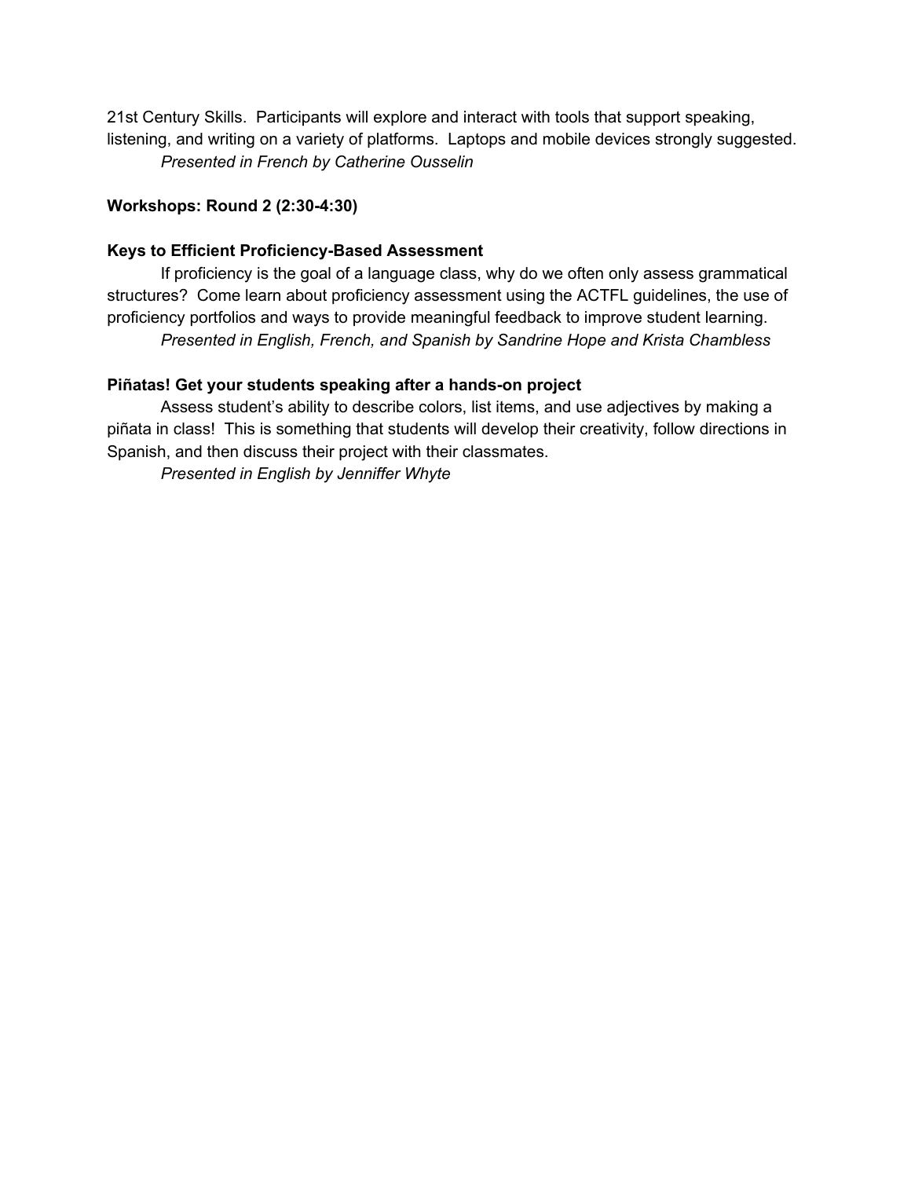21st Century Skills. Participants will explore and interact with tools that support speaking, listening, and writing on a variety of platforms. Laptops and mobile devices strongly suggested.

*Presented in French by Catherine Ousselin*

**Workshops: Round 2 (2:30-4:30)**

**Keys to Efficient Proficiency-Based Assessment**

If proficiency is the goal of a language class, why do we often only assess grammatical structures? Come learn about proficiency assessment using the ACTFL guidelines, the use of proficiency portfolios and ways to provide meaningful feedback to improve student learning.

*Presented in English, French, and Spanish by Sandrine Hope and Krista Chambless*

**Piñatas! Get your students speaking after a hands-on project**

Assess student's ability to describe colors, list items, and use adjectives by making a piñata in class! This is something that students will develop their creativity, follow directions in Spanish, and then discuss their project with their classmates.

*Presented in English by Jenniffer Whyte*